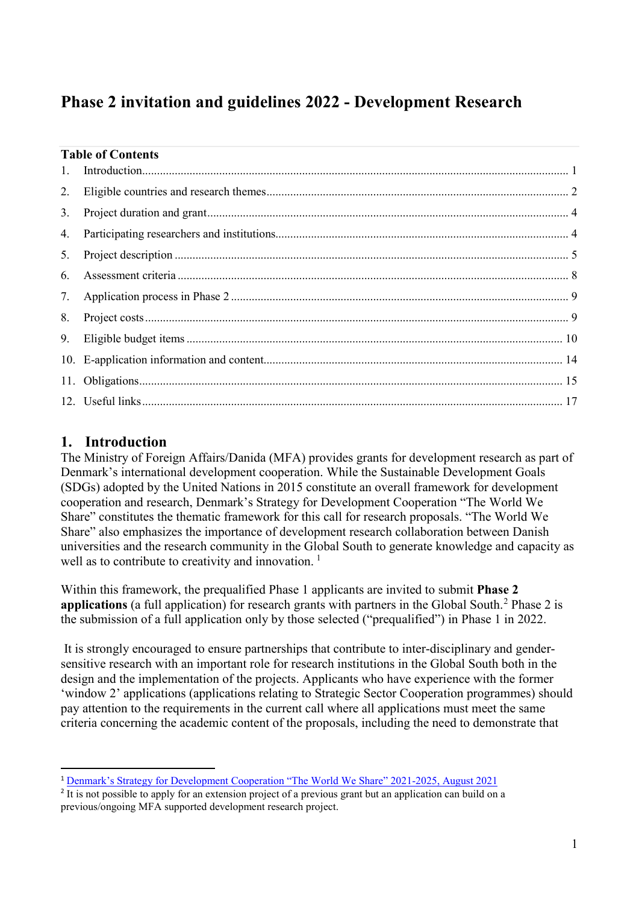# Phase 2 invitation and guidelines 2022 - Development Research

**Table of Contents**

1. Introduction ... 1
2. Eligible countries and research themes ... 2
3. Project duration and grant ... 4
4. Participating researchers and institutions ... 4
5. Project description ... 5
6. Assessment criteria ... 8
7. Application process in Phase 2 ... 9
8. Project costs ... 9
9. Eligible budget items ... 10
10. E-application information and content ... 14
11. Obligations ... 15
12. Useful links ... 17

## 1. Introduction

The Ministry of Foreign Affairs/Danida (MFA) provides grants for development research as part of Denmark's international development cooperation. While the Sustainable Development Goals (SDGs) adopted by the United Nations in 2015 constitute an overall framework for development cooperation and research, Denmark's Strategy for Development Cooperation "The World We Share" constitutes the thematic framework for this call for research proposals. "The World We Share" also emphasizes the importance of development research collaboration between Danish universities and the research community in the Global South to generate knowledge and capacity as well as to contribute to creativity and innovation. [1]

Within this framework, the prequalified Phase 1 applicants are invited to submit **Phase 2 applications** (a full application) for research grants with partners in the Global South.[2] Phase 2 is the submission of a full application only by those selected ("prequalified") in Phase 1 in 2022.

It is strongly encouraged to ensure partnerships that contribute to inter-disciplinary and gender-sensitive research with an important role for research institutions in the Global South both in the design and the implementation of the projects. Applicants who have experience with the former 'window 2' applications (applications relating to Strategic Sector Cooperation programmes) should pay attention to the requirements in the current call where all applications must meet the same criteria concerning the academic content of the proposals, including the need to demonstrate that

---

[1] Denmark's Strategy for Development Cooperation "The World We Share" 2021-2025, August 2021

[2] It is not possible to apply for an extension project of a previous grant but an application can build on a previous/ongoing MFA supported development research project.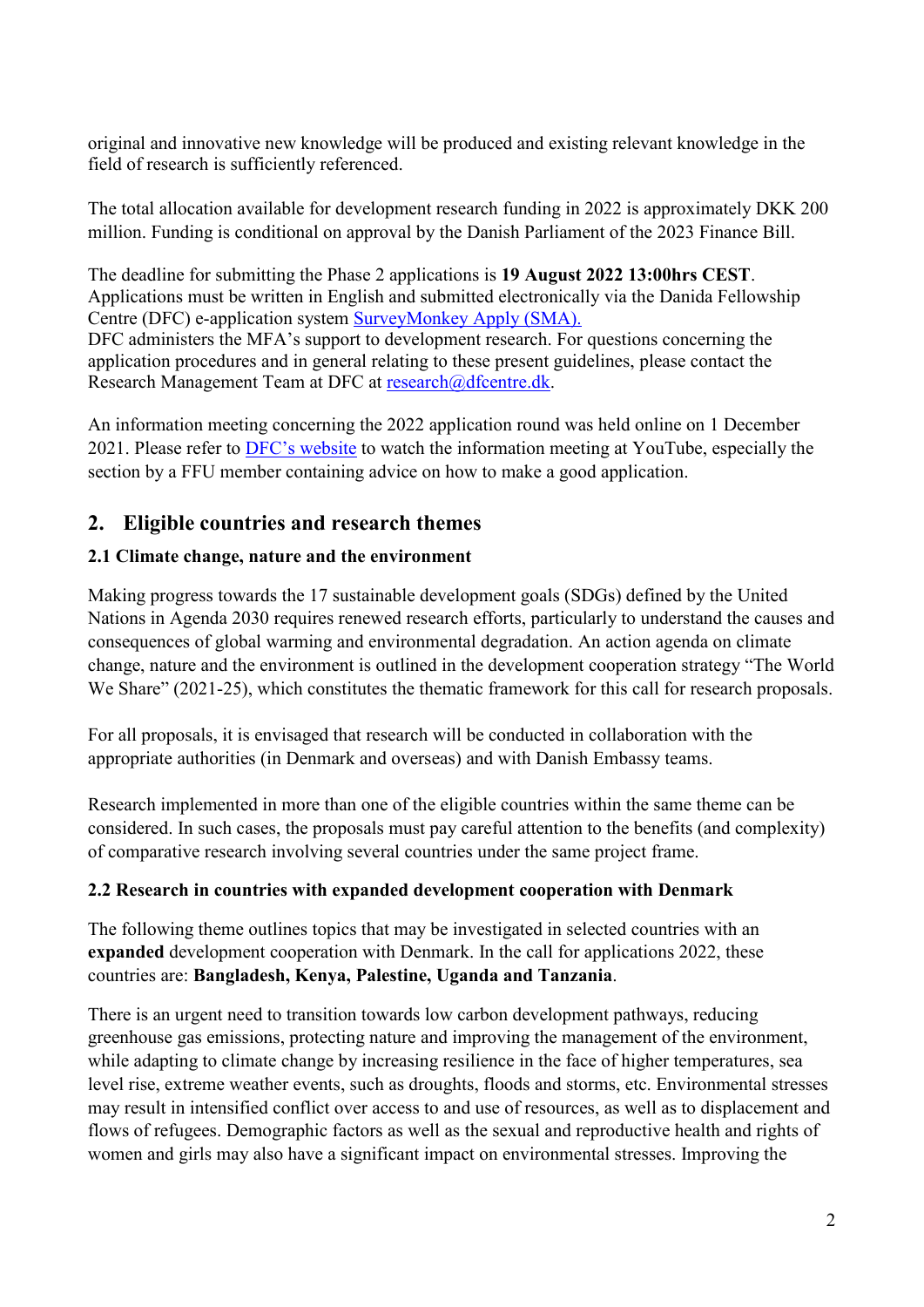original and innovative new knowledge will be produced and existing relevant knowledge in the field of research is sufficiently referenced.

The total allocation available for development research funding in 2022 is approximately DKK 200 million. Funding is conditional on approval by the Danish Parliament of the 2023 Finance Bill.

The deadline for submitting the Phase 2 applications is **19 August 2022 13:00hrs CEST**. Applications must be written in English and submitted electronically via the Danida Fellowship Centre (DFC) e-application system [SurveyMonkey Apply (SMA).](#)
DFC administers the MFA's support to development research. For questions concerning the application procedures and in general relating to these present guidelines, please contact the Research Management Team at DFC at [research@dfcentre.dk](mailto:research@dfcentre.dk).

An information meeting concerning the 2022 application round was held online on 1 December 2021. Please refer to [DFC's website](#) to watch the information meeting at YouTube, especially the section by a FFU member containing advice on how to make a good application.

## 2. Eligible countries and research themes

### 2.1 Climate change, nature and the environment

Making progress towards the 17 sustainable development goals (SDGs) defined by the United Nations in Agenda 2030 requires renewed research efforts, particularly to understand the causes and consequences of global warming and environmental degradation. An action agenda on climate change, nature and the environment is outlined in the development cooperation strategy "The World We Share" (2021-25), which constitutes the thematic framework for this call for research proposals.

For all proposals, it is envisaged that research will be conducted in collaboration with the appropriate authorities (in Denmark and overseas) and with Danish Embassy teams.

Research implemented in more than one of the eligible countries within the same theme can be considered. In such cases, the proposals must pay careful attention to the benefits (and complexity) of comparative research involving several countries under the same project frame.

### 2.2 Research in countries with expanded development cooperation with Denmark

The following theme outlines topics that may be investigated in selected countries with an **expanded** development cooperation with Denmark. In the call for applications 2022, these countries are: **Bangladesh, Kenya, Palestine, Uganda and Tanzania**.

There is an urgent need to transition towards low carbon development pathways, reducing greenhouse gas emissions, protecting nature and improving the management of the environment, while adapting to climate change by increasing resilience in the face of higher temperatures, sea level rise, extreme weather events, such as droughts, floods and storms, etc. Environmental stresses may result in intensified conflict over access to and use of resources, as well as to displacement and flows of refugees. Demographic factors as well as the sexual and reproductive health and rights of women and girls may also have a significant impact on environmental stresses. Improving the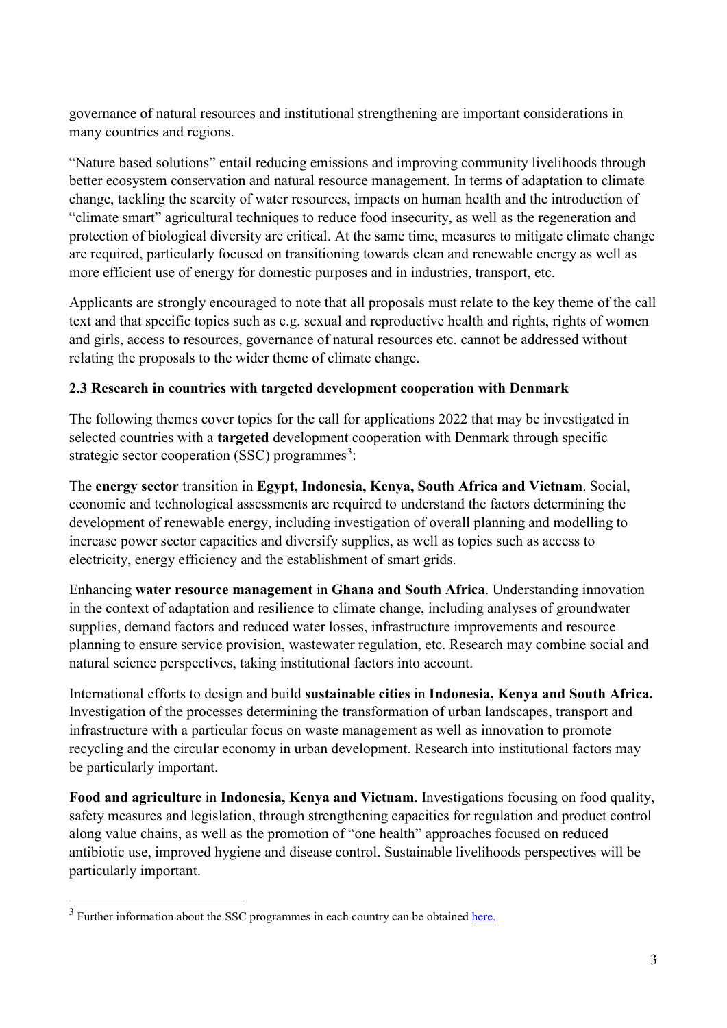governance of natural resources and institutional strengthening are important considerations in many countries and regions.

"Nature based solutions" entail reducing emissions and improving community livelihoods through better ecosystem conservation and natural resource management. In terms of adaptation to climate change, tackling the scarcity of water resources, impacts on human health and the introduction of "climate smart" agricultural techniques to reduce food insecurity, as well as the regeneration and protection of biological diversity are critical. At the same time, measures to mitigate climate change are required, particularly focused on transitioning towards clean and renewable energy as well as more efficient use of energy for domestic purposes and in industries, transport, etc.

Applicants are strongly encouraged to note that all proposals must relate to the key theme of the call text and that specific topics such as e.g. sexual and reproductive health and rights, rights of women and girls, access to resources, governance of natural resources etc. cannot be addressed without relating the proposals to the wider theme of climate change.

### 2.3 Research in countries with targeted development cooperation with Denmark

The following themes cover topics for the call for applications 2022 that may be investigated in selected countries with a **targeted** development cooperation with Denmark through specific strategic sector cooperation (SSC) programmes[3]:

The **energy sector** transition in **Egypt, Indonesia, Kenya, South Africa and Vietnam**. Social, economic and technological assessments are required to understand the factors determining the development of renewable energy, including investigation of overall planning and modelling to increase power sector capacities and diversify supplies, as well as topics such as access to electricity, energy efficiency and the establishment of smart grids.

Enhancing **water resource management** in **Ghana and South Africa**. Understanding innovation in the context of adaptation and resilience to climate change, including analyses of groundwater supplies, demand factors and reduced water losses, infrastructure improvements and resource planning to ensure service provision, wastewater regulation, etc. Research may combine social and natural science perspectives, taking institutional factors into account.

International efforts to design and build **sustainable cities** in **Indonesia, Kenya and South Africa.** Investigation of the processes determining the transformation of urban landscapes, transport and infrastructure with a particular focus on waste management as well as innovation to promote recycling and the circular economy in urban development. Research into institutional factors may be particularly important.

**Food and agriculture** in **Indonesia, Kenya and Vietnam**. Investigations focusing on food quality, safety measures and legislation, through strengthening capacities for regulation and product control along value chains, as well as the promotion of "one health" approaches focused on reduced antibiotic use, improved hygiene and disease control. Sustainable livelihoods perspectives will be particularly important.

---

[3] Further information about the SSC programmes in each country can be obtained [here.]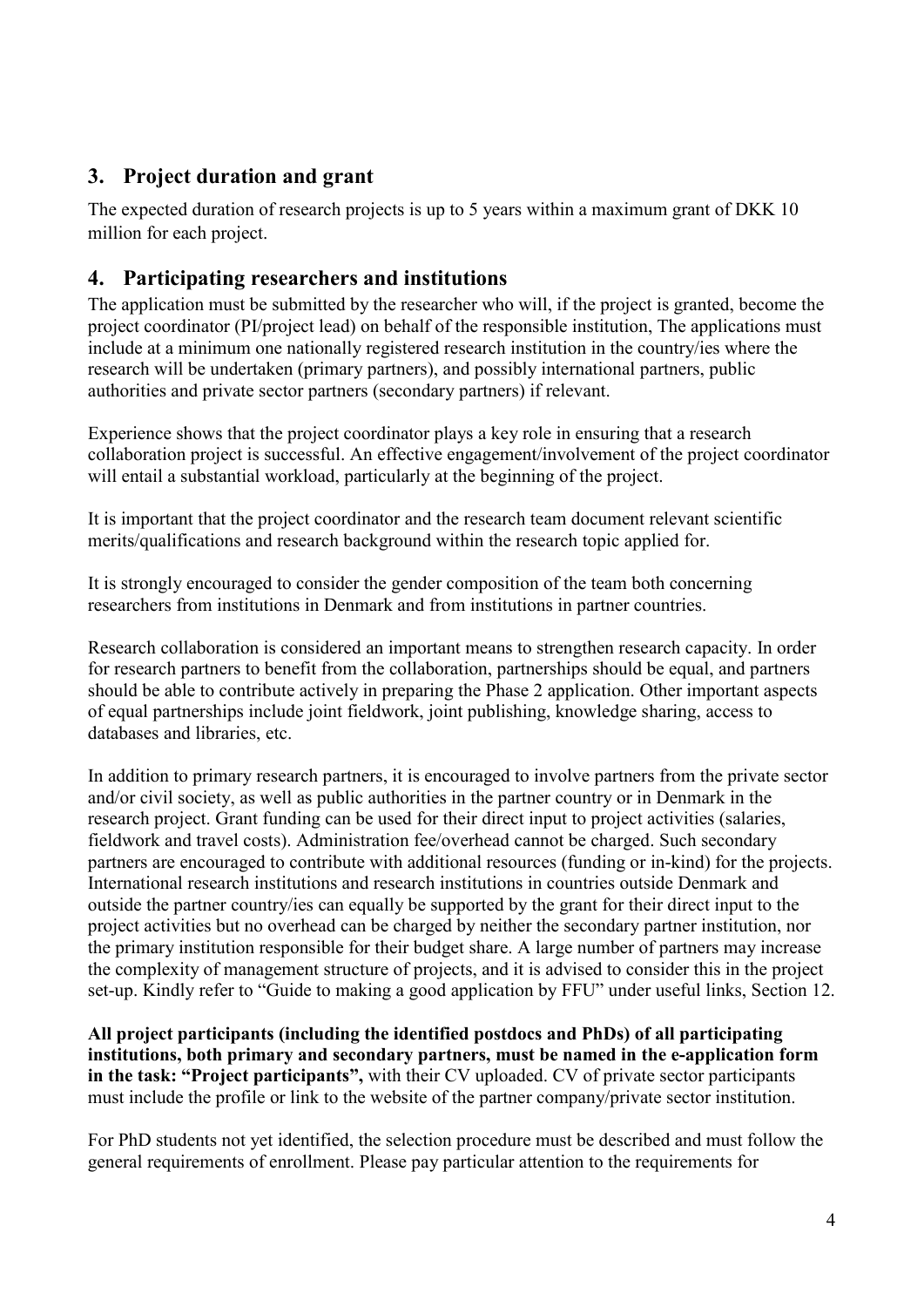## 3. Project duration and grant

The expected duration of research projects is up to 5 years within a maximum grant of DKK 10 million for each project.

## 4. Participating researchers and institutions

The application must be submitted by the researcher who will, if the project is granted, become the project coordinator (PI/project lead) on behalf of the responsible institution, The applications must include at a minimum one nationally registered research institution in the country/ies where the research will be undertaken (primary partners), and possibly international partners, public authorities and private sector partners (secondary partners) if relevant.

Experience shows that the project coordinator plays a key role in ensuring that a research collaboration project is successful. An effective engagement/involvement of the project coordinator will entail a substantial workload, particularly at the beginning of the project.

It is important that the project coordinator and the research team document relevant scientific merits/qualifications and research background within the research topic applied for.

It is strongly encouraged to consider the gender composition of the team both concerning researchers from institutions in Denmark and from institutions in partner countries.

Research collaboration is considered an important means to strengthen research capacity. In order for research partners to benefit from the collaboration, partnerships should be equal, and partners should be able to contribute actively in preparing the Phase 2 application. Other important aspects of equal partnerships include joint fieldwork, joint publishing, knowledge sharing, access to databases and libraries, etc.

In addition to primary research partners, it is encouraged to involve partners from the private sector and/or civil society, as well as public authorities in the partner country or in Denmark in the research project. Grant funding can be used for their direct input to project activities (salaries, fieldwork and travel costs). Administration fee/overhead cannot be charged. Such secondary partners are encouraged to contribute with additional resources (funding or in-kind) for the projects. International research institutions and research institutions in countries outside Denmark and outside the partner country/ies can equally be supported by the grant for their direct input to the project activities but no overhead can be charged by neither the secondary partner institution, nor the primary institution responsible for their budget share. A large number of partners may increase the complexity of management structure of projects, and it is advised to consider this in the project set-up. Kindly refer to "Guide to making a good application by FFU" under useful links, Section 12.

**All project participants (including the identified postdocs and PhDs) of all participating institutions, both primary and secondary partners, must be named in the e-application form in the task: "Project participants",** with their CV uploaded. CV of private sector participants must include the profile or link to the website of the partner company/private sector institution.

For PhD students not yet identified, the selection procedure must be described and must follow the general requirements of enrollment. Please pay particular attention to the requirements for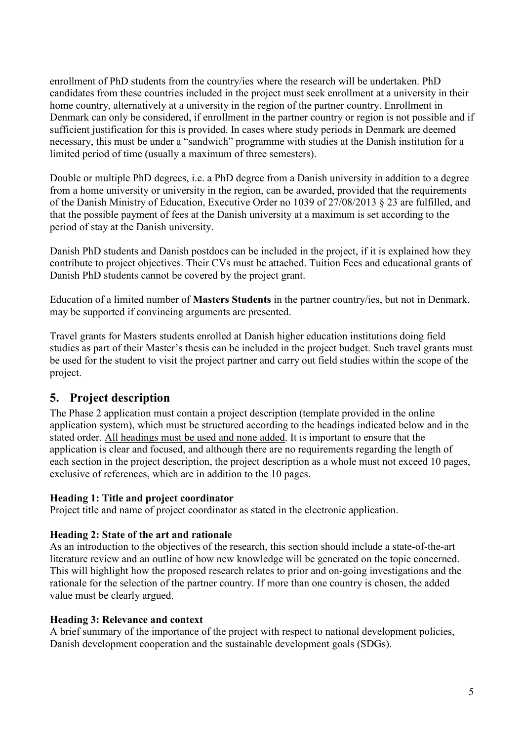enrollment of PhD students from the country/ies where the research will be undertaken. PhD candidates from these countries included in the project must seek enrollment at a university in their home country, alternatively at a university in the region of the partner country. Enrollment in Denmark can only be considered, if enrollment in the partner country or region is not possible and if sufficient justification for this is provided. In cases where study periods in Denmark are deemed necessary, this must be under a "sandwich" programme with studies at the Danish institution for a limited period of time (usually a maximum of three semesters).

Double or multiple PhD degrees, i.e. a PhD degree from a Danish university in addition to a degree from a home university or university in the region, can be awarded, provided that the requirements of the Danish Ministry of Education, Executive Order no 1039 of 27/08/2013 § 23 are fulfilled, and that the possible payment of fees at the Danish university at a maximum is set according to the period of stay at the Danish university.

Danish PhD students and Danish postdocs can be included in the project, if it is explained how they contribute to project objectives. Their CVs must be attached. Tuition Fees and educational grants of Danish PhD students cannot be covered by the project grant.

Education of a limited number of **Masters Students** in the partner country/ies, but not in Denmark, may be supported if convincing arguments are presented.

Travel grants for Masters students enrolled at Danish higher education institutions doing field studies as part of their Master's thesis can be included in the project budget. Such travel grants must be used for the student to visit the project partner and carry out field studies within the scope of the project.

## 5. Project description

The Phase 2 application must contain a project description (template provided in the online application system), which must be structured according to the headings indicated below and in the stated order. All headings must be used and none added. It is important to ensure that the application is clear and focused, and although there are no requirements regarding the length of each section in the project description, the project description as a whole must not exceed 10 pages, exclusive of references, which are in addition to the 10 pages.

**Heading 1: Title and project coordinator**

Project title and name of project coordinator as stated in the electronic application.

**Heading 2: State of the art and rationale**

As an introduction to the objectives of the research, this section should include a state-of-the-art literature review and an outline of how new knowledge will be generated on the topic concerned. This will highlight how the proposed research relates to prior and on-going investigations and the rationale for the selection of the partner country. If more than one country is chosen, the added value must be clearly argued.

**Heading 3: Relevance and context**

A brief summary of the importance of the project with respect to national development policies, Danish development cooperation and the sustainable development goals (SDGs).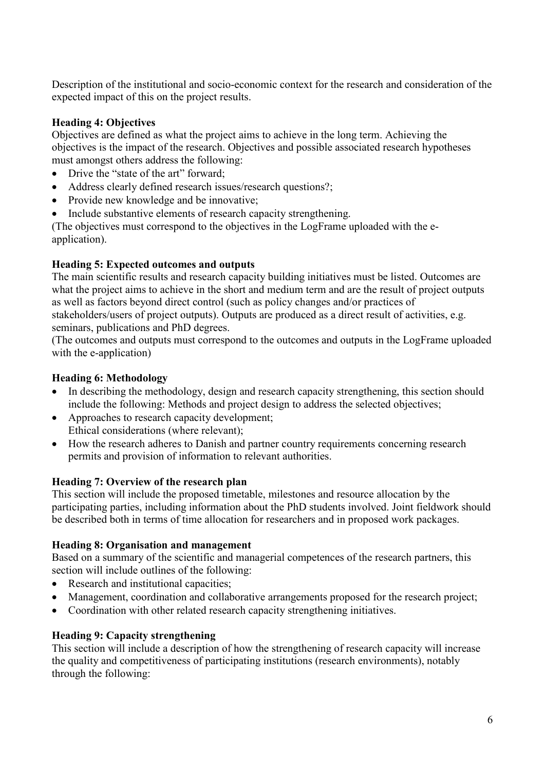Description of the institutional and socio-economic context for the research and consideration of the expected impact of this on the project results.

**Heading 4: Objectives**

Objectives are defined as what the project aims to achieve in the long term. Achieving the objectives is the impact of the research. Objectives and possible associated research hypotheses must amongst others address the following:

- Drive the "state of the art" forward;
- Address clearly defined research issues/research questions?;
- Provide new knowledge and be innovative;
- Include substantive elements of research capacity strengthening.

(The objectives must correspond to the objectives in the LogFrame uploaded with the e-application).

**Heading 5: Expected outcomes and outputs**

The main scientific results and research capacity building initiatives must be listed. Outcomes are what the project aims to achieve in the short and medium term and are the result of project outputs as well as factors beyond direct control (such as policy changes and/or practices of stakeholders/users of project outputs). Outputs are produced as a direct result of activities, e.g. seminars, publications and PhD degrees.

(The outcomes and outputs must correspond to the outcomes and outputs in the LogFrame uploaded with the e-application)

**Heading 6: Methodology**

- In describing the methodology, design and research capacity strengthening, this section should include the following: Methods and project design to address the selected objectives;
- Approaches to research capacity development;
  Ethical considerations (where relevant);
- How the research adheres to Danish and partner country requirements concerning research permits and provision of information to relevant authorities.

**Heading 7: Overview of the research plan**

This section will include the proposed timetable, milestones and resource allocation by the participating parties, including information about the PhD students involved. Joint fieldwork should be described both in terms of time allocation for researchers and in proposed work packages.

**Heading 8: Organisation and management**

Based on a summary of the scientific and managerial competences of the research partners, this section will include outlines of the following:

- Research and institutional capacities;
- Management, coordination and collaborative arrangements proposed for the research project;
- Coordination with other related research capacity strengthening initiatives.

**Heading 9: Capacity strengthening**

This section will include a description of how the strengthening of research capacity will increase the quality and competitiveness of participating institutions (research environments), notably through the following: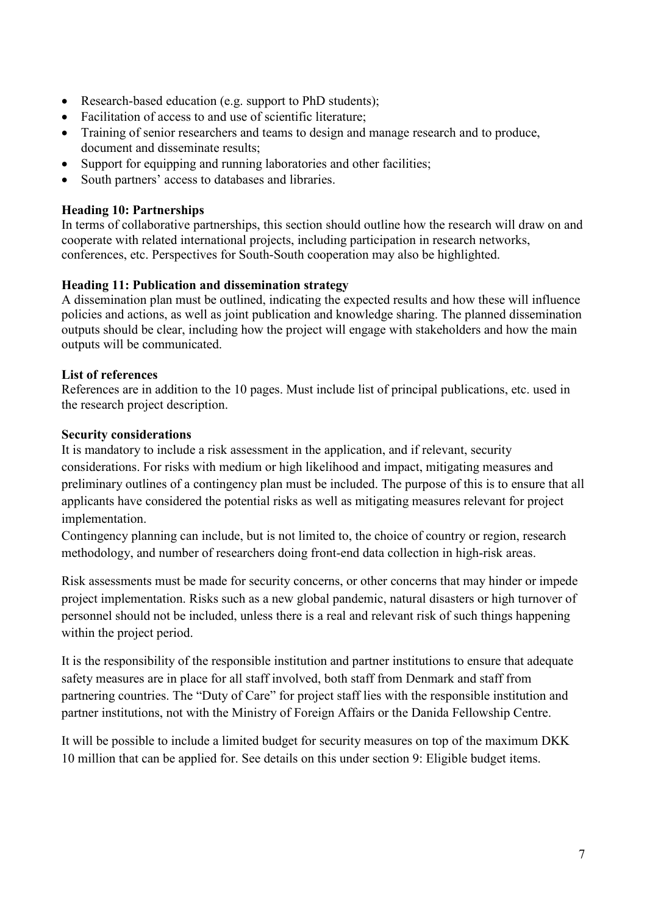- Research-based education (e.g. support to PhD students);
- Facilitation of access to and use of scientific literature;
- Training of senior researchers and teams to design and manage research and to produce, document and disseminate results;
- Support for equipping and running laboratories and other facilities;
- South partners' access to databases and libraries.

**Heading 10: Partnerships**
In terms of collaborative partnerships, this section should outline how the research will draw on and cooperate with related international projects, including participation in research networks, conferences, etc. Perspectives for South-South cooperation may also be highlighted.

**Heading 11: Publication and dissemination strategy**
A dissemination plan must be outlined, indicating the expected results and how these will influence policies and actions, as well as joint publication and knowledge sharing. The planned dissemination outputs should be clear, including how the project will engage with stakeholders and how the main outputs will be communicated.

**List of references**
References are in addition to the 10 pages. Must include list of principal publications, etc. used in the research project description.

**Security considerations**
It is mandatory to include a risk assessment in the application, and if relevant, security considerations. For risks with medium or high likelihood and impact, mitigating measures and preliminary outlines of a contingency plan must be included. The purpose of this is to ensure that all applicants have considered the potential risks as well as mitigating measures relevant for project implementation.
Contingency planning can include, but is not limited to, the choice of country or region, research methodology, and number of researchers doing front-end data collection in high-risk areas.

Risk assessments must be made for security concerns, or other concerns that may hinder or impede project implementation. Risks such as a new global pandemic, natural disasters or high turnover of personnel should not be included, unless there is a real and relevant risk of such things happening within the project period.

It is the responsibility of the responsible institution and partner institutions to ensure that adequate safety measures are in place for all staff involved, both staff from Denmark and staff from partnering countries. The "Duty of Care" for project staff lies with the responsible institution and partner institutions, not with the Ministry of Foreign Affairs or the Danida Fellowship Centre.

It will be possible to include a limited budget for security measures on top of the maximum DKK 10 million that can be applied for. See details on this under section 9: Eligible budget items.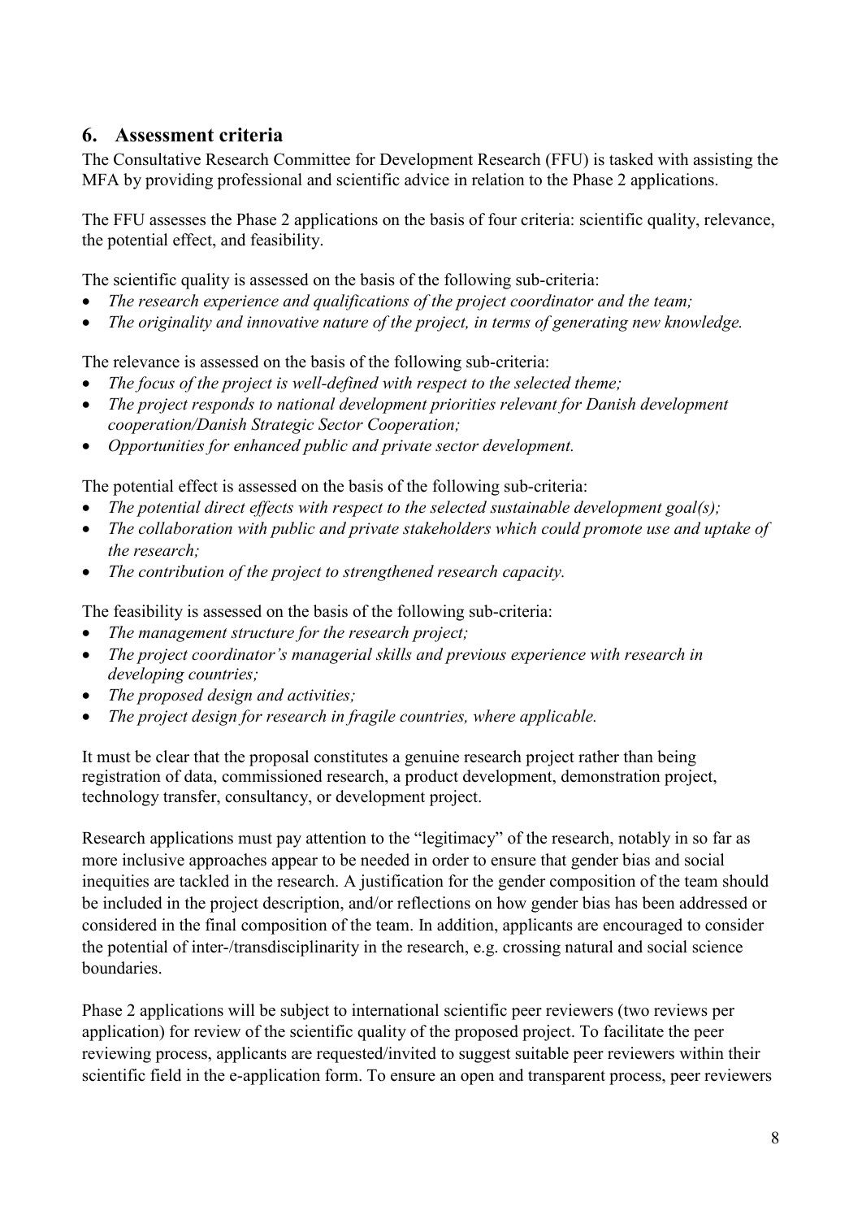## 6. Assessment criteria

The Consultative Research Committee for Development Research (FFU) is tasked with assisting the MFA by providing professional and scientific advice in relation to the Phase 2 applications.

The FFU assesses the Phase 2 applications on the basis of four criteria: scientific quality, relevance, the potential effect, and feasibility.

The scientific quality is assessed on the basis of the following sub-criteria:

- *The research experience and qualifications of the project coordinator and the team;*
- *The originality and innovative nature of the project, in terms of generating new knowledge.*

The relevance is assessed on the basis of the following sub-criteria:

- *The focus of the project is well-defined with respect to the selected theme;*
- *The project responds to national development priorities relevant for Danish development cooperation/Danish Strategic Sector Cooperation;*
- *Opportunities for enhanced public and private sector development.*

The potential effect is assessed on the basis of the following sub-criteria:

- *The potential direct effects with respect to the selected sustainable development goal(s);*
- *The collaboration with public and private stakeholders which could promote use and uptake of the research;*
- *The contribution of the project to strengthened research capacity.*

The feasibility is assessed on the basis of the following sub-criteria:

- *The management structure for the research project;*
- *The project coordinator's managerial skills and previous experience with research in developing countries;*
- *The proposed design and activities;*
- *The project design for research in fragile countries, where applicable.*

It must be clear that the proposal constitutes a genuine research project rather than being registration of data, commissioned research, a product development, demonstration project, technology transfer, consultancy, or development project.

Research applications must pay attention to the "legitimacy" of the research, notably in so far as more inclusive approaches appear to be needed in order to ensure that gender bias and social inequities are tackled in the research. A justification for the gender composition of the team should be included in the project description, and/or reflections on how gender bias has been addressed or considered in the final composition of the team. In addition, applicants are encouraged to consider the potential of inter-/transdisciplinarity in the research, e.g. crossing natural and social science boundaries.

Phase 2 applications will be subject to international scientific peer reviewers (two reviews per application) for review of the scientific quality of the proposed project. To facilitate the peer reviewing process, applicants are requested/invited to suggest suitable peer reviewers within their scientific field in the e-application form. To ensure an open and transparent process, peer reviewers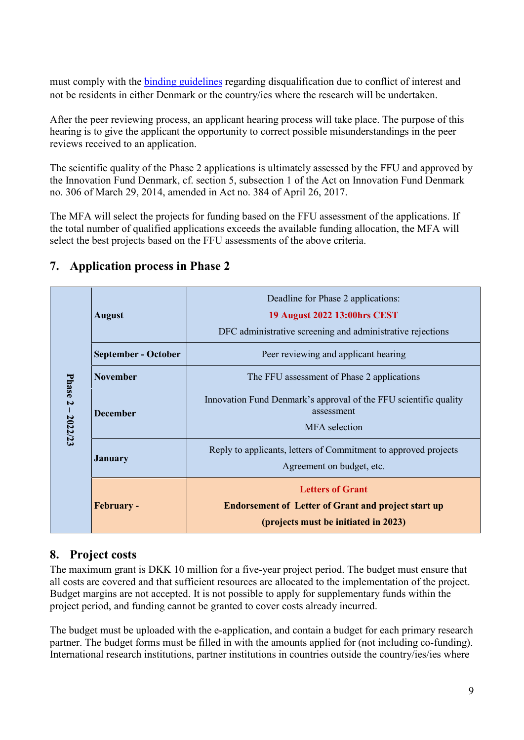must comply with the binding guidelines regarding disqualification due to conflict of interest and not be residents in either Denmark or the country/ies where the research will be undertaken.

After the peer reviewing process, an applicant hearing process will take place. The purpose of this hearing is to give the applicant the opportunity to correct possible misunderstandings in the peer reviews received to an application.

The scientific quality of the Phase 2 applications is ultimately assessed by the FFU and approved by the Innovation Fund Denmark, cf. section 5, subsection 1 of the Act on Innovation Fund Denmark no. 306 of March 29, 2014, amended in Act no. 384 of April 26, 2017.

The MFA will select the projects for funding based on the FFU assessment of the applications. If the total number of qualified applications exceeds the available funding allocation, the MFA will select the best projects based on the FFU assessments of the above criteria.

## 7. Application process in Phase 2

| | | |
|---|---|---|
| Phase 2 – 2022/23 | **August** | Deadline for Phase 2 applications:<br>**19 August 2022 13:00hrs CEST**<br>DFC administrative screening and administrative rejections |
| | **September - October** | Peer reviewing and applicant hearing |
| | **November** | The FFU assessment of Phase 2 applications |
| | **December** | Innovation Fund Denmark's approval of the FFU scientific quality assessment<br>MFA selection |
| | **January** | Reply to applicants, letters of Commitment to approved projects<br>Agreement on budget, etc. |
| | **February -** | **Letters of Grant**<br>**Endorsement of Letter of Grant and project start up**<br>**(projects must be initiated in 2023)** |

## 8. Project costs

The maximum grant is DKK 10 million for a five-year project period. The budget must ensure that all costs are covered and that sufficient resources are allocated to the implementation of the project. Budget margins are not accepted. It is not possible to apply for supplementary funds within the project period, and funding cannot be granted to cover costs already incurred.

The budget must be uploaded with the e-application, and contain a budget for each primary research partner. The budget forms must be filled in with the amounts applied for (not including co-funding). International research institutions, partner institutions in countries outside the country/ies/ies where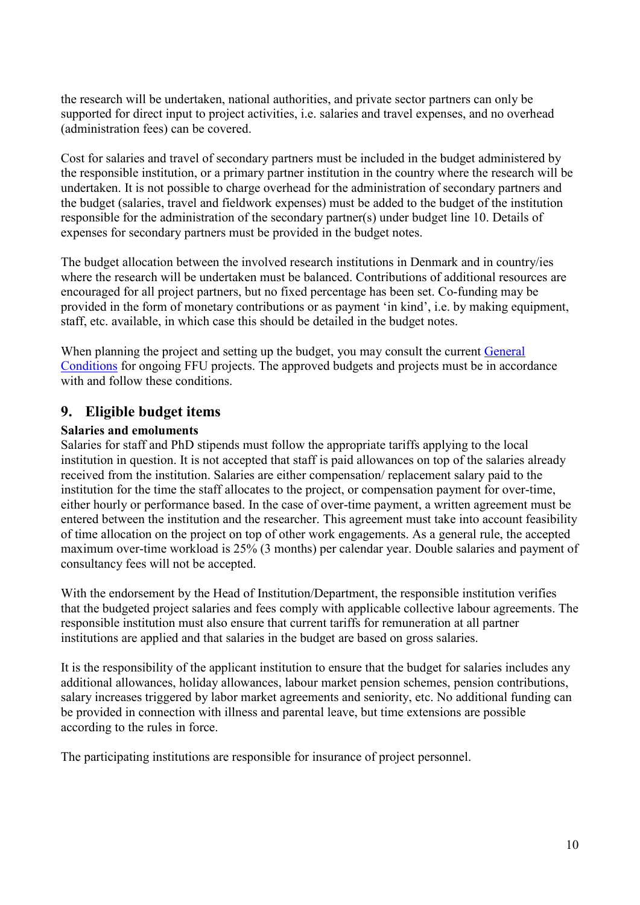the research will be undertaken, national authorities, and private sector partners can only be supported for direct input to project activities, i.e. salaries and travel expenses, and no overhead (administration fees) can be covered.

Cost for salaries and travel of secondary partners must be included in the budget administered by the responsible institution, or a primary partner institution in the country where the research will be undertaken. It is not possible to charge overhead for the administration of secondary partners and the budget (salaries, travel and fieldwork expenses) must be added to the budget of the institution responsible for the administration of the secondary partner(s) under budget line 10. Details of expenses for secondary partners must be provided in the budget notes.

The budget allocation between the involved research institutions in Denmark and in country/ies where the research will be undertaken must be balanced. Contributions of additional resources are encouraged for all project partners, but no fixed percentage has been set. Co-funding may be provided in the form of monetary contributions or as payment 'in kind', i.e. by making equipment, staff, etc. available, in which case this should be detailed in the budget notes.

When planning the project and setting up the budget, you may consult the current General Conditions for ongoing FFU projects. The approved budgets and projects must be in accordance with and follow these conditions.

## 9. Eligible budget items

**Salaries and emoluments**

Salaries for staff and PhD stipends must follow the appropriate tariffs applying to the local institution in question. It is not accepted that staff is paid allowances on top of the salaries already received from the institution. Salaries are either compensation/ replacement salary paid to the institution for the time the staff allocates to the project, or compensation payment for over-time, either hourly or performance based. In the case of over-time payment, a written agreement must be entered between the institution and the researcher. This agreement must take into account feasibility of time allocation on the project on top of other work engagements. As a general rule, the accepted maximum over-time workload is 25% (3 months) per calendar year. Double salaries and payment of consultancy fees will not be accepted.

With the endorsement by the Head of Institution/Department, the responsible institution verifies that the budgeted project salaries and fees comply with applicable collective labour agreements. The responsible institution must also ensure that current tariffs for remuneration at all partner institutions are applied and that salaries in the budget are based on gross salaries.

It is the responsibility of the applicant institution to ensure that the budget for salaries includes any additional allowances, holiday allowances, labour market pension schemes, pension contributions, salary increases triggered by labor market agreements and seniority, etc. No additional funding can be provided in connection with illness and parental leave, but time extensions are possible according to the rules in force.

The participating institutions are responsible for insurance of project personnel.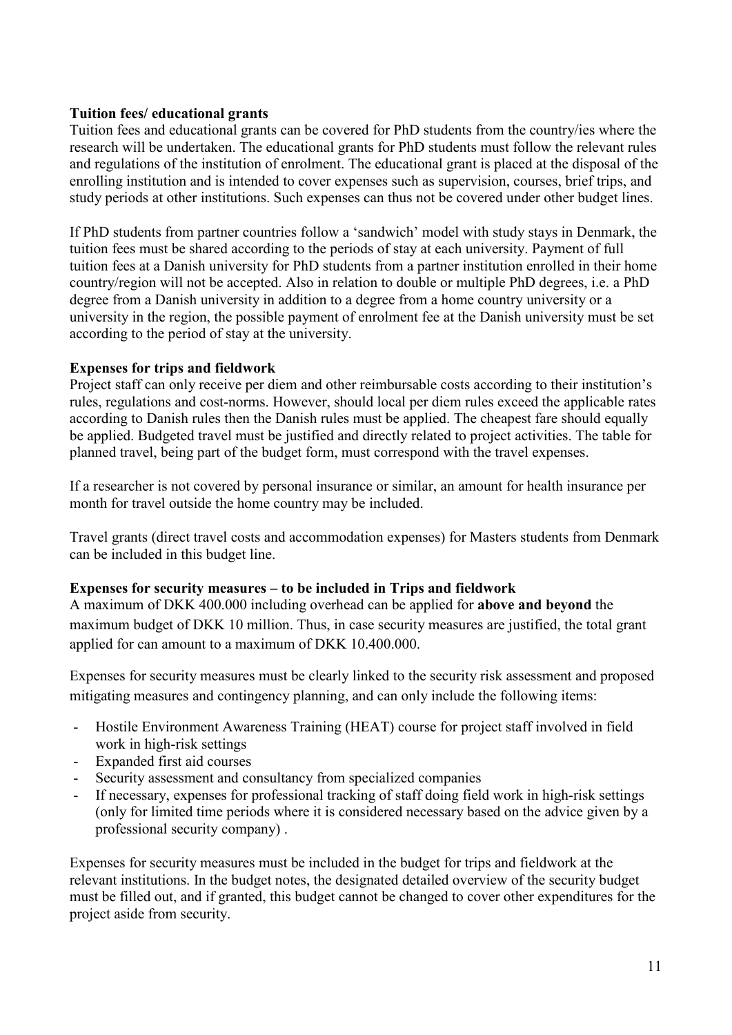**Tuition fees/ educational grants**

Tuition fees and educational grants can be covered for PhD students from the country/ies where the research will be undertaken. The educational grants for PhD students must follow the relevant rules and regulations of the institution of enrolment. The educational grant is placed at the disposal of the enrolling institution and is intended to cover expenses such as supervision, courses, brief trips, and study periods at other institutions. Such expenses can thus not be covered under other budget lines.

If PhD students from partner countries follow a 'sandwich' model with study stays in Denmark, the tuition fees must be shared according to the periods of stay at each university. Payment of full tuition fees at a Danish university for PhD students from a partner institution enrolled in their home country/region will not be accepted. Also in relation to double or multiple PhD degrees, i.e. a PhD degree from a Danish university in addition to a degree from a home country university or a university in the region, the possible payment of enrolment fee at the Danish university must be set according to the period of stay at the university.

**Expenses for trips and fieldwork**

Project staff can only receive per diem and other reimbursable costs according to their institution's rules, regulations and cost-norms. However, should local per diem rules exceed the applicable rates according to Danish rules then the Danish rules must be applied. The cheapest fare should equally be applied. Budgeted travel must be justified and directly related to project activities. The table for planned travel, being part of the budget form, must correspond with the travel expenses.

If a researcher is not covered by personal insurance or similar, an amount for health insurance per month for travel outside the home country may be included.

Travel grants (direct travel costs and accommodation expenses) for Masters students from Denmark can be included in this budget line.

**Expenses for security measures – to be included in Trips and fieldwork**

A maximum of DKK 400.000 including overhead can be applied for **above and beyond** the maximum budget of DKK 10 million. Thus, in case security measures are justified, the total grant applied for can amount to a maximum of DKK 10.400.000.

Expenses for security measures must be clearly linked to the security risk assessment and proposed mitigating measures and contingency planning, and can only include the following items:

- Hostile Environment Awareness Training (HEAT) course for project staff involved in field work in high-risk settings
- Expanded first aid courses
- Security assessment and consultancy from specialized companies
- If necessary, expenses for professional tracking of staff doing field work in high-risk settings (only for limited time periods where it is considered necessary based on the advice given by a professional security company) .

Expenses for security measures must be included in the budget for trips and fieldwork at the relevant institutions. In the budget notes, the designated detailed overview of the security budget must be filled out, and if granted, this budget cannot be changed to cover other expenditures for the project aside from security.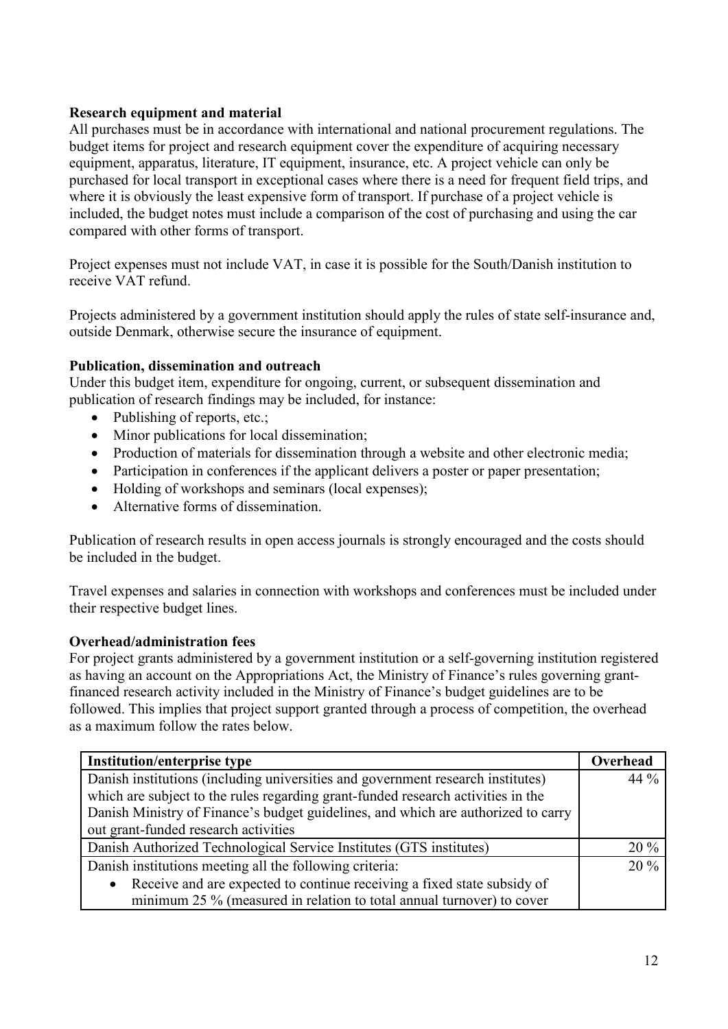**Research equipment and material**

All purchases must be in accordance with international and national procurement regulations. The budget items for project and research equipment cover the expenditure of acquiring necessary equipment, apparatus, literature, IT equipment, insurance, etc. A project vehicle can only be purchased for local transport in exceptional cases where there is a need for frequent field trips, and where it is obviously the least expensive form of transport. If purchase of a project vehicle is included, the budget notes must include a comparison of the cost of purchasing and using the car compared with other forms of transport.

Project expenses must not include VAT, in case it is possible for the South/Danish institution to receive VAT refund.

Projects administered by a government institution should apply the rules of state self-insurance and, outside Denmark, otherwise secure the insurance of equipment.

**Publication, dissemination and outreach**

Under this budget item, expenditure for ongoing, current, or subsequent dissemination and publication of research findings may be included, for instance:

- Publishing of reports, etc.;
- Minor publications for local dissemination;
- Production of materials for dissemination through a website and other electronic media;
- Participation in conferences if the applicant delivers a poster or paper presentation;
- Holding of workshops and seminars (local expenses);
- Alternative forms of dissemination.

Publication of research results in open access journals is strongly encouraged and the costs should be included in the budget.

Travel expenses and salaries in connection with workshops and conferences must be included under their respective budget lines.

**Overhead/administration fees**

For project grants administered by a government institution or a self-governing institution registered as having an account on the Appropriations Act, the Ministry of Finance's rules governing grant-financed research activity included in the Ministry of Finance's budget guidelines are to be followed. This implies that project support granted through a process of competition, the overhead as a maximum follow the rates below.

| Institution/enterprise type | Overhead |
|---|---|
| Danish institutions (including universities and government research institutes) which are subject to the rules regarding grant-funded research activities in the Danish Ministry of Finance's budget guidelines, and which are authorized to carry out grant-funded research activities | 44 % |
| Danish Authorized Technological Service Institutes (GTS institutes) | 20 % |
| Danish institutions meeting all the following criteria: <br>• Receive and are expected to continue receiving a fixed state subsidy of minimum 25 % (measured in relation to total annual turnover) to cover | 20 % |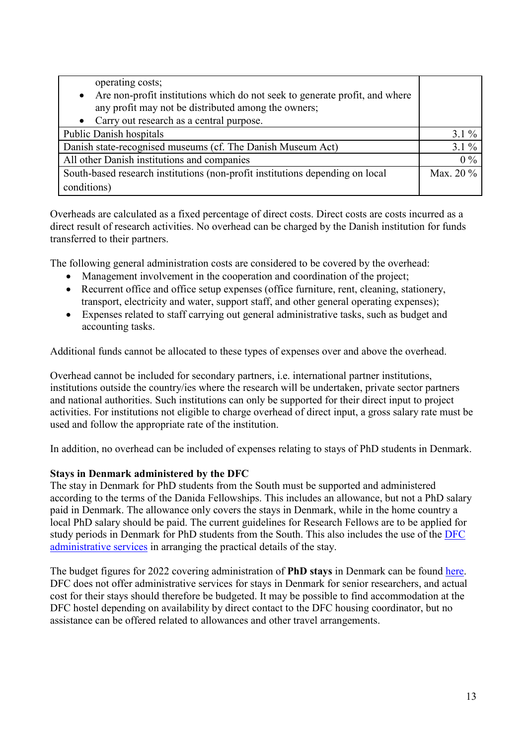| | |
|---|---|
| operating costs;<br>• Are non-profit institutions which do not seek to generate profit, and where any profit may not be distributed among the owners;<br>• Carry out research as a central purpose. | |
| Public Danish hospitals | 3.1 % |
| Danish state-recognised museums (cf. The Danish Museum Act) | 3.1 % |
| All other Danish institutions and companies | 0 % |
| South-based research institutions (non-profit institutions depending on local conditions) | Max. 20 % |

Overheads are calculated as a fixed percentage of direct costs. Direct costs are costs incurred as a direct result of research activities. No overhead can be charged by the Danish institution for funds transferred to their partners.

The following general administration costs are considered to be covered by the overhead:

- Management involvement in the cooperation and coordination of the project;
- Recurrent office and office setup expenses (office furniture, rent, cleaning, stationery, transport, electricity and water, support staff, and other general operating expenses);
- Expenses related to staff carrying out general administrative tasks, such as budget and accounting tasks.

Additional funds cannot be allocated to these types of expenses over and above the overhead.

Overhead cannot be included for secondary partners, i.e. international partner institutions, institutions outside the country/ies where the research will be undertaken, private sector partners and national authorities. Such institutions can only be supported for their direct input to project activities. For institutions not eligible to charge overhead of direct input, a gross salary rate must be used and follow the appropriate rate of the institution.

In addition, no overhead can be included of expenses relating to stays of PhD students in Denmark.

**Stays in Denmark administered by the DFC**

The stay in Denmark for PhD students from the South must be supported and administered according to the terms of the Danida Fellowships. This includes an allowance, but not a PhD salary paid in Denmark. The allowance only covers the stays in Denmark, while in the home country a local PhD salary should be paid. The current guidelines for Research Fellows are to be applied for study periods in Denmark for PhD students from the South. This also includes the use of the DFC administrative services in arranging the practical details of the stay.

The budget figures for 2022 covering administration of **PhD stays** in Denmark can be found here. DFC does not offer administrative services for stays in Denmark for senior researchers, and actual cost for their stays should therefore be budgeted. It may be possible to find accommodation at the DFC hostel depending on availability by direct contact to the DFC housing coordinator, but no assistance can be offered related to allowances and other travel arrangements.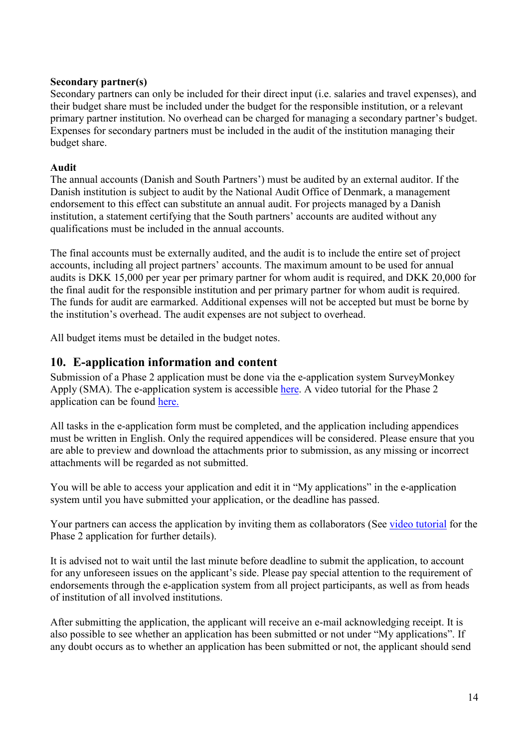**Secondary partner(s)**
Secondary partners can only be included for their direct input (i.e. salaries and travel expenses), and their budget share must be included under the budget for the responsible institution, or a relevant primary partner institution. No overhead can be charged for managing a secondary partner's budget. Expenses for secondary partners must be included in the audit of the institution managing their budget share.

**Audit**
The annual accounts (Danish and South Partners') must be audited by an external auditor. If the Danish institution is subject to audit by the National Audit Office of Denmark, a management endorsement to this effect can substitute an annual audit. For projects managed by a Danish institution, a statement certifying that the South partners' accounts are audited without any qualifications must be included in the annual accounts.

The final accounts must be externally audited, and the audit is to include the entire set of project accounts, including all project partners' accounts. The maximum amount to be used for annual audits is DKK 15,000 per year per primary partner for whom audit is required, and DKK 20,000 for the final audit for the responsible institution and per primary partner for whom audit is required. The funds for audit are earmarked. Additional expenses will not be accepted but must be borne by the institution's overhead. The audit expenses are not subject to overhead.

All budget items must be detailed in the budget notes.

## 10. E-application information and content

Submission of a Phase 2 application must be done via the e-application system SurveyMonkey Apply (SMA). The e-application system is accessible here. A video tutorial for the Phase 2 application can be found here.

All tasks in the e-application form must be completed, and the application including appendices must be written in English. Only the required appendices will be considered. Please ensure that you are able to preview and download the attachments prior to submission, as any missing or incorrect attachments will be regarded as not submitted.

You will be able to access your application and edit it in "My applications" in the e-application system until you have submitted your application, or the deadline has passed.

Your partners can access the application by inviting them as collaborators (See video tutorial for the Phase 2 application for further details).

It is advised not to wait until the last minute before deadline to submit the application, to account for any unforeseen issues on the applicant's side. Please pay special attention to the requirement of endorsements through the e-application system from all project participants, as well as from heads of institution of all involved institutions.

After submitting the application, the applicant will receive an e-mail acknowledging receipt. It is also possible to see whether an application has been submitted or not under "My applications". If any doubt occurs as to whether an application has been submitted or not, the applicant should send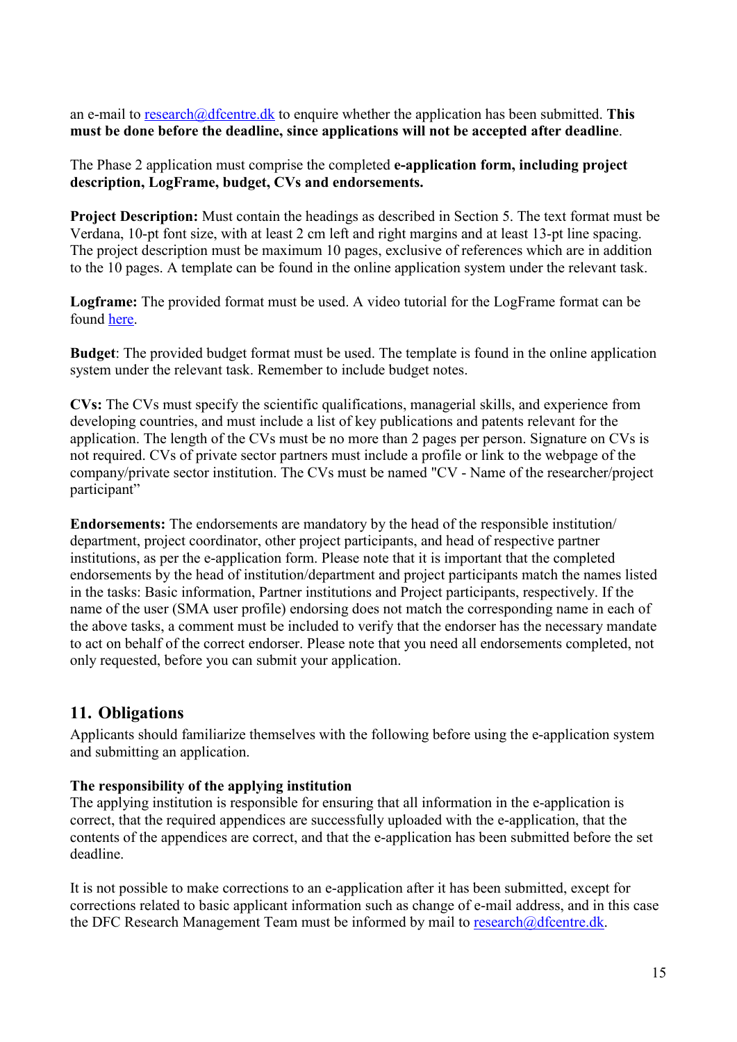an e-mail to [research@dfcentre.dk](mailto:research@dfcentre.dk) to enquire whether the application has been submitted. **This must be done before the deadline, since applications will not be accepted after deadline**.

The Phase 2 application must comprise the completed **e-application form, including project description, LogFrame, budget, CVs and endorsements.**

**Project Description:** Must contain the headings as described in Section 5. The text format must be Verdana, 10-pt font size, with at least 2 cm left and right margins and at least 13-pt line spacing. The project description must be maximum 10 pages, exclusive of references which are in addition to the 10 pages. A template can be found in the online application system under the relevant task.

**Logframe:** The provided format must be used. A video tutorial for the LogFrame format can be found here.

**Budget**: The provided budget format must be used. The template is found in the online application system under the relevant task. Remember to include budget notes.

**CVs:** The CVs must specify the scientific qualifications, managerial skills, and experience from developing countries, and must include a list of key publications and patents relevant for the application. The length of the CVs must be no more than 2 pages per person. Signature on CVs is not required. CVs of private sector partners must include a profile or link to the webpage of the company/private sector institution. The CVs must be named "CV - Name of the researcher/project participant"

**Endorsements:** The endorsements are mandatory by the head of the responsible institution/department, project coordinator, other project participants, and head of respective partner institutions, as per the e-application form. Please note that it is important that the completed endorsements by the head of institution/department and project participants match the names listed in the tasks: Basic information, Partner institutions and Project participants, respectively. If the name of the user (SMA user profile) endorsing does not match the corresponding name in each of the above tasks, a comment must be included to verify that the endorser has the necessary mandate to act on behalf of the correct endorser. Please note that you need all endorsements completed, not only requested, before you can submit your application.

## 11. Obligations

Applicants should familiarize themselves with the following before using the e-application system and submitting an application.

**The responsibility of the applying institution**

The applying institution is responsible for ensuring that all information in the e-application is correct, that the required appendices are successfully uploaded with the e-application, that the contents of the appendices are correct, and that the e-application has been submitted before the set deadline.

It is not possible to make corrections to an e-application after it has been submitted, except for corrections related to basic applicant information such as change of e-mail address, and in this case the DFC Research Management Team must be informed by mail to [research@dfcentre.dk](mailto:research@dfcentre.dk).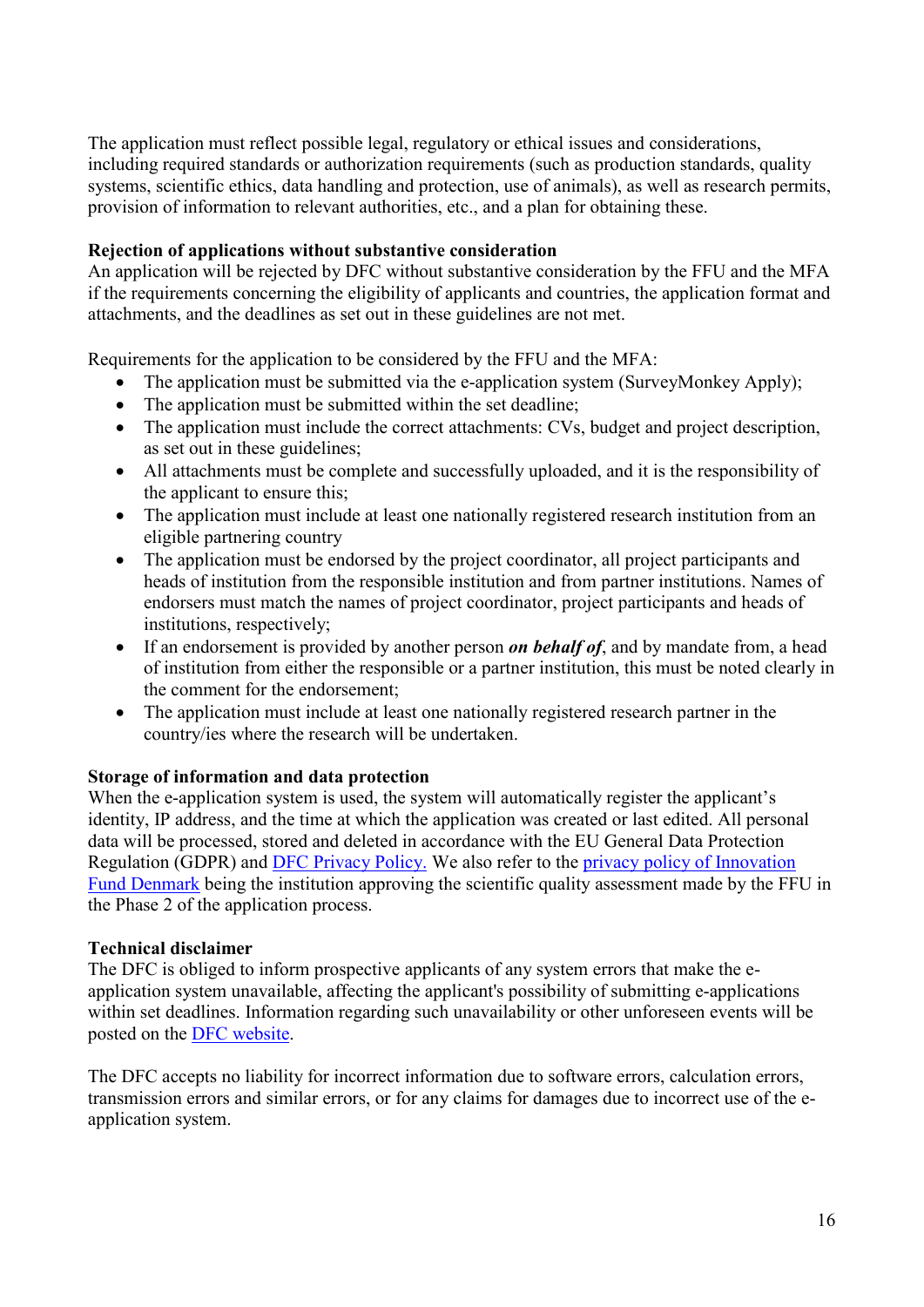The application must reflect possible legal, regulatory or ethical issues and considerations, including required standards or authorization requirements (such as production standards, quality systems, scientific ethics, data handling and protection, use of animals), as well as research permits, provision of information to relevant authorities, etc., and a plan for obtaining these.

**Rejection of applications without substantive consideration**

An application will be rejected by DFC without substantive consideration by the FFU and the MFA if the requirements concerning the eligibility of applicants and countries, the application format and attachments, and the deadlines as set out in these guidelines are not met.

Requirements for the application to be considered by the FFU and the MFA:

- The application must be submitted via the e-application system (SurveyMonkey Apply);
- The application must be submitted within the set deadline;
- The application must include the correct attachments: CVs, budget and project description, as set out in these guidelines;
- All attachments must be complete and successfully uploaded, and it is the responsibility of the applicant to ensure this;
- The application must include at least one nationally registered research institution from an eligible partnering country
- The application must be endorsed by the project coordinator, all project participants and heads of institution from the responsible institution and from partner institutions. Names of endorsers must match the names of project coordinator, project participants and heads of institutions, respectively;
- If an endorsement is provided by another person ***on behalf of***, and by mandate from, a head of institution from either the responsible or a partner institution, this must be noted clearly in the comment for the endorsement;
- The application must include at least one nationally registered research partner in the country/ies where the research will be undertaken.

**Storage of information and data protection**

When the e-application system is used, the system will automatically register the applicant's identity, IP address, and the time at which the application was created or last edited. All personal data will be processed, stored and deleted in accordance with the EU General Data Protection Regulation (GDPR) and DFC Privacy Policy. We also refer to the privacy policy of Innovation Fund Denmark being the institution approving the scientific quality assessment made by the FFU in the Phase 2 of the application process.

**Technical disclaimer**

The DFC is obliged to inform prospective applicants of any system errors that make the e-application system unavailable, affecting the applicant's possibility of submitting e-applications within set deadlines. Information regarding such unavailability or other unforeseen events will be posted on the DFC website.

The DFC accepts no liability for incorrect information due to software errors, calculation errors, transmission errors and similar errors, or for any claims for damages due to incorrect use of the e-application system.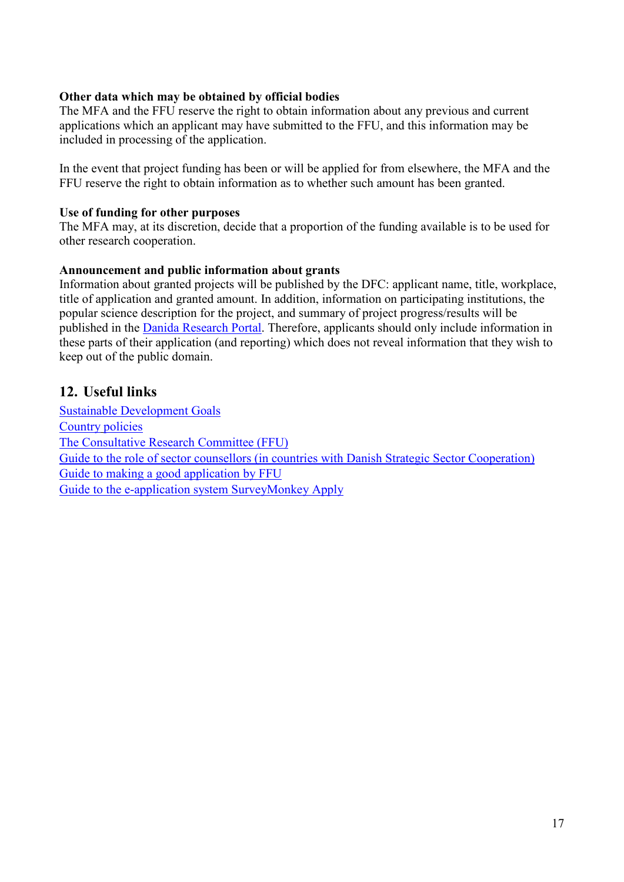**Other data which may be obtained by official bodies**

The MFA and the FFU reserve the right to obtain information about any previous and current applications which an applicant may have submitted to the FFU, and this information may be included in processing of the application.

In the event that project funding has been or will be applied for from elsewhere, the MFA and the FFU reserve the right to obtain information as to whether such amount has been granted.

**Use of funding for other purposes**

The MFA may, at its discretion, decide that a proportion of the funding available is to be used for other research cooperation.

**Announcement and public information about grants**

Information about granted projects will be published by the DFC: applicant name, title, workplace, title of application and granted amount. In addition, information on participating institutions, the popular science description for the project, and summary of project progress/results will be published in the Danida Research Portal. Therefore, applicants should only include information in these parts of their application (and reporting) which does not reveal information that they wish to keep out of the public domain.

## 12. Useful links

Sustainable Development Goals
Country policies
The Consultative Research Committee (FFU)
Guide to the role of sector counsellors (in countries with Danish Strategic Sector Cooperation)
Guide to making a good application by FFU
Guide to the e-application system SurveyMonkey Apply